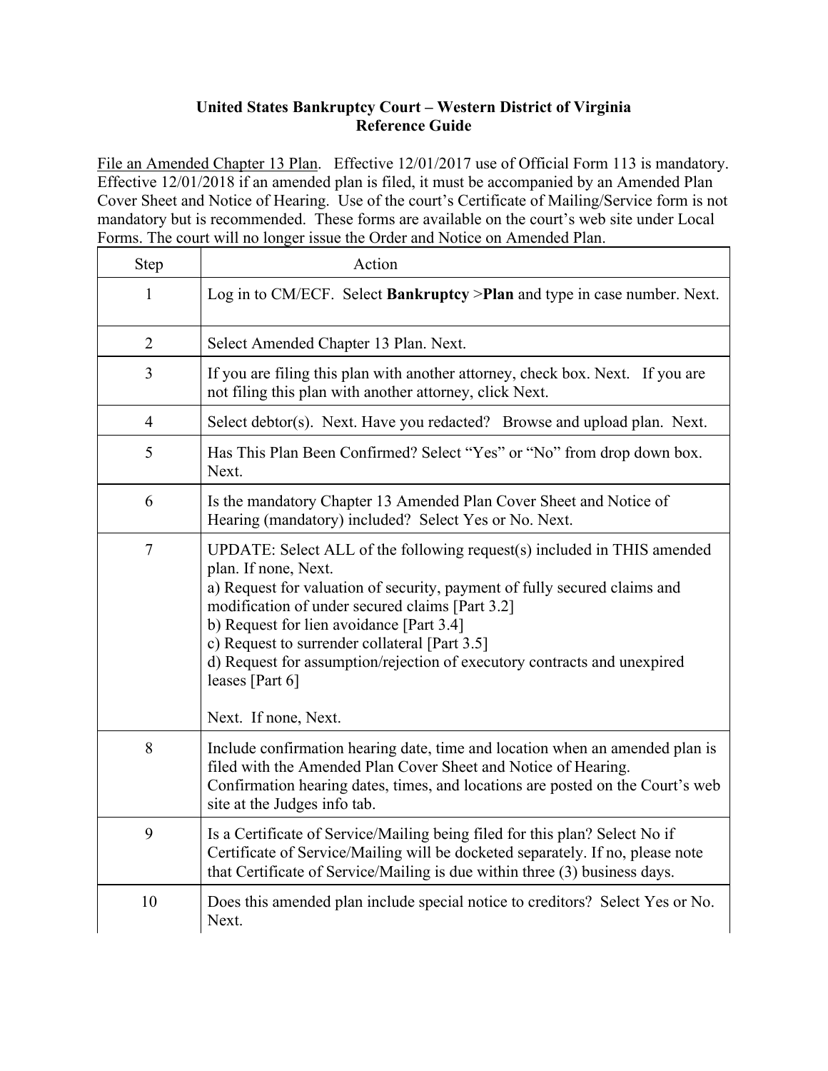**United States Bankruptcy Court – Western District of Virginia**
**Reference Guide**

File an Amended Chapter 13 Plan. Effective 12/01/2017 use of Official Form 113 is mandatory. Effective 12/01/2018 if an amended plan is filed, it must be accompanied by an Amended Plan Cover Sheet and Notice of Hearing. Use of the court's Certificate of Mailing/Service form is not mandatory but is recommended. These forms are available on the court's web site under Local Forms. The court will no longer issue the Order and Notice on Amended Plan.

| Step | Action |
|---|---|
| 1 | Log in to CM/ECF. Select **Bankruptcy** >**Plan** and type in case number. Next. |
| 2 | Select Amended Chapter 13 Plan. Next. |
| 3 | If you are filing this plan with another attorney, check box. Next. If you are not filing this plan with another attorney, click Next. |
| 4 | Select debtor(s). Next. Have you redacted? Browse and upload plan. Next. |
| 5 | Has This Plan Been Confirmed? Select "Yes" or "No" from drop down box. Next. |
| 6 | Is the mandatory Chapter 13 Amended Plan Cover Sheet and Notice of Hearing (mandatory) included? Select Yes or No. Next. |
| 7 | UPDATE: Select ALL of the following request(s) included in THIS amended plan. If none, Next.<br>a) Request for valuation of security, payment of fully secured claims and modification of under secured claims [Part 3.2]<br>b) Request for lien avoidance [Part 3.4]<br>c) Request to surrender collateral [Part 3.5]<br>d) Request for assumption/rejection of executory contracts and unexpired leases [Part 6]<br><br>Next. If none, Next. |
| 8 | Include confirmation hearing date, time and location when an amended plan is filed with the Amended Plan Cover Sheet and Notice of Hearing. Confirmation hearing dates, times, and locations are posted on the Court's web site at the Judges info tab. |
| 9 | Is a Certificate of Service/Mailing being filed for this plan? Select No if Certificate of Service/Mailing will be docketed separately. If no, please note that Certificate of Service/Mailing is due within three (3) business days. |
| 10 | Does this amended plan include special notice to creditors? Select Yes or No. Next. |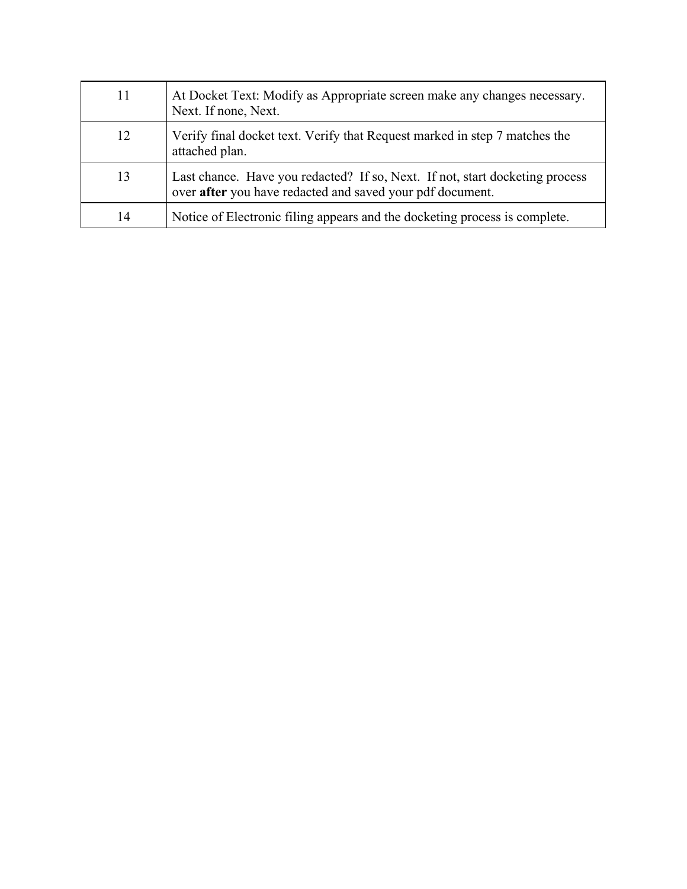| | |
|---|---|
| 11 | At Docket Text: Modify as Appropriate screen make any changes necessary. Next. If none, Next. |
| 12 | Verify final docket text. Verify that Request marked in step 7 matches the attached plan. |
| 13 | Last chance. Have you redacted? If so, Next. If not, start docketing process over **after** you have redacted and saved your pdf document. |
| 14 | Notice of Electronic filing appears and the docketing process is complete. |